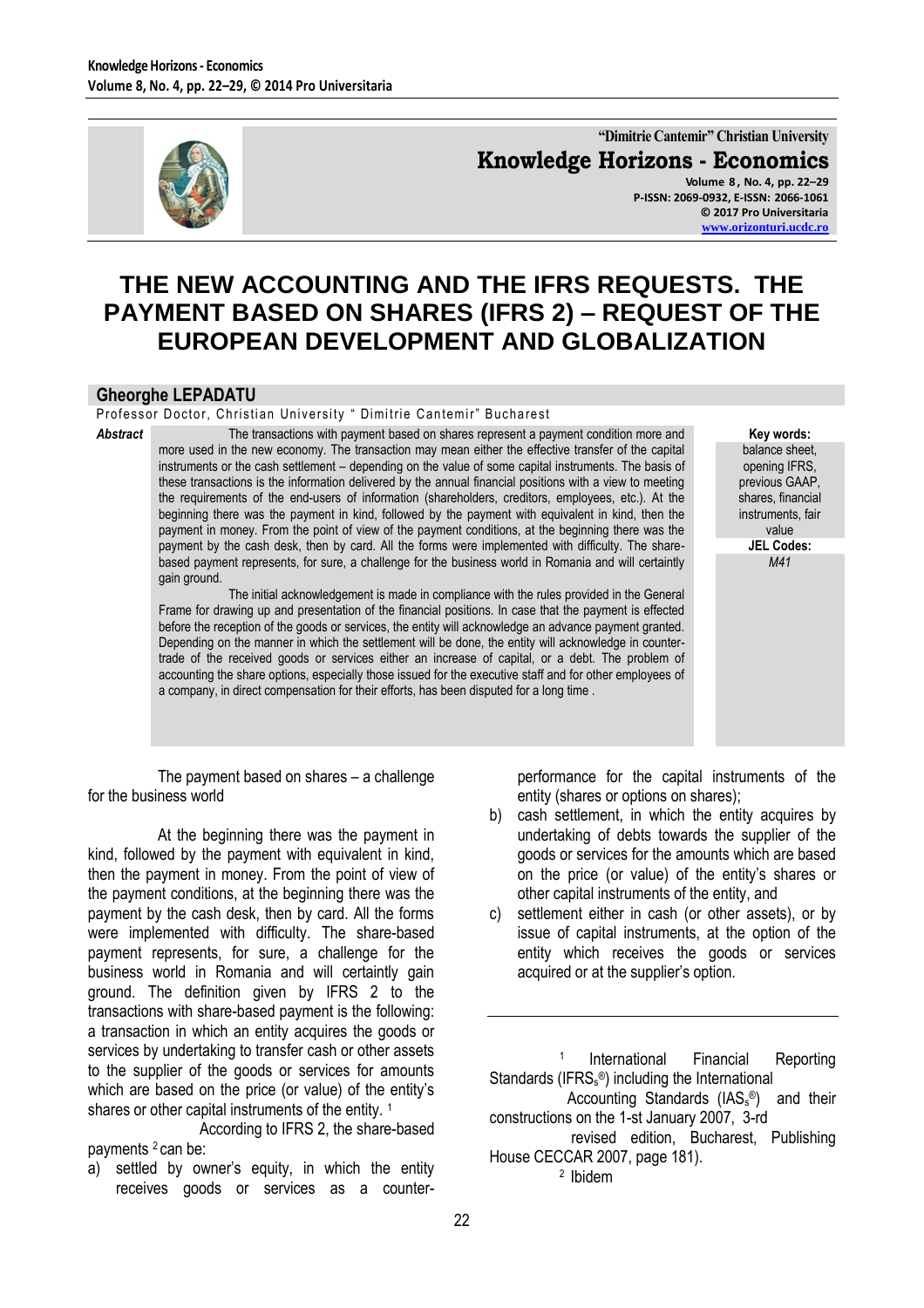# THE NEW ACCOUNTING AND THE IFRS REQUESTS. THE PAYMENT BASED ON SHARES (IFRS 2) – REQUEST OF THE EUROPEAN DEVELOPMENT AND GLOBALIZATION

**Gheorghe LEPADATU**

Professor Doctor, Christian University " Dimitrie Cantemir" Bucharest

***Abstract***

The transactions with payment based on shares represent a payment condition more and more used in the new economy. The transaction may mean either the effective transfer of the capital instruments or the cash settlement – depending on the value of some capital instruments. The basis of these transactions is the information delivered by the annual financial positions with a view to meeting the requirements of the end-users of information (shareholders, creditors, employees, etc.). At the beginning there was the payment in kind, followed by the payment with equivalent in kind, then the payment in money. From the point of view of the payment conditions, at the beginning there was the payment by the cash desk, then by card. All the forms were implemented with difficulty. The share-based payment represents, for sure, a challenge for the business world in Romania and will certainly gain ground.

The initial acknowledgement is made in compliance with the rules provided in the General Frame for drawing up and presentation of the financial positions. In case that the payment is effected before the reception of the goods or services, the entity will acknowledge an advance payment granted. Depending on the manner in which the settlement will be done, the entity will acknowledge in counter-trade of the received goods or services either an increase of capital, or a debt. The problem of accounting the share options, especially those issued for the executive staff and for other employees of a company, in direct compensation for their efforts, has been disputed for a long time .

**Key words:** balance sheet, opening IFRS, previous GAAP, shares, financial instruments, fair value

**JEL Codes:** *M41*

The payment based on shares – a challenge for the business world

At the beginning there was the payment in kind, followed by the payment with equivalent in kind, then the payment in money. From the point of view of the payment conditions, at the beginning there was the payment by the cash desk, then by card. All the forms were implemented with difficulty. The share-based payment represents, for sure, a challenge for the business world in Romania and will certainly gain ground. The definition given by IFRS 2 to the transactions with share-based payment is the following: a transaction in which an entity acquires the goods or services by undertaking to transfer cash or other assets to the supplier of the goods or services for amounts which are based on the price (or value) of the entity's shares or other capital instruments of the entity. [1]

According to IFRS 2, the share-based payments [2] can be:

a) settled by owner's equity, in which the entity receives goods or services as a counter-performance for the capital instruments of the entity (shares or options on shares);
b) cash settlement, in which the entity acquires by undertaking of debts towards the supplier of the goods or services for the amounts which are based on the price (or value) of the entity's shares or other capital instruments of the entity, and
c) settlement either in cash (or other assets), or by issue of capital instruments, at the option of the entity which receives the goods or services acquired or at the supplier's option.

---

[1] International Financial Reporting Standards (IFRSs®) including the International Accounting Standards (IASs®) and their constructions on the 1-st January 2007, 3-rd revised edition, Bucharest, Publishing House CECCAR 2007, page 181).

[2] Ibidem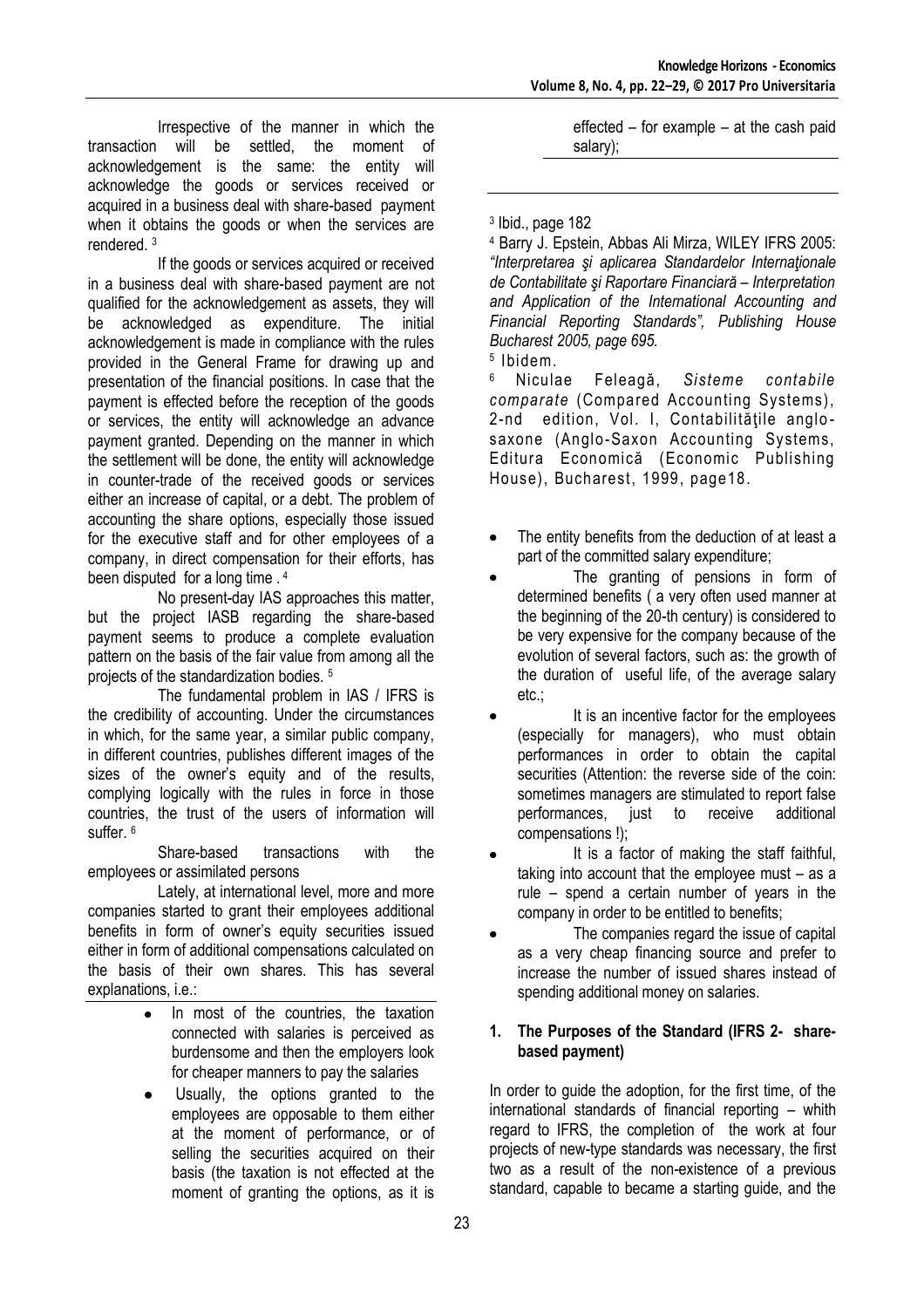Irrespective of the manner in which the transaction will be settled, the moment of acknowledgement is the same: the entity will acknowledge the goods or services received or acquired in a business deal with share-based payment when it obtains the goods or when the services are rendered. [3]

If the goods or services acquired or received in a business deal with share-based payment are not qualified for the acknowledgement as assets, they will be acknowledged as expenditure. The initial acknowledgement is made in compliance with the rules provided in the General Frame for drawing up and presentation of the financial positions. In case that the payment is effected before the reception of the goods or services, the entity will acknowledge an advance payment granted. Depending on the manner in which the settlement will be done, the entity will acknowledge in counter-trade of the received goods or services either an increase of capital, or a debt. The problem of accounting the share options, especially those issued for the executive staff and for other employees of a company, in direct compensation for their efforts, has been disputed for a long time . [4]

No present-day IAS approaches this matter, but the project IASB regarding the share-based payment seems to produce a complete evaluation pattern on the basis of the fair value from among all the projects of the standardization bodies. [5]

The fundamental problem in IAS / IFRS is the credibility of accounting. Under the circumstances in which, for the same year, a similar public company, in different countries, publishes different images of the sizes of the owner's equity and of the results, complying logically with the rules in force in those countries, the trust of the users of information will suffer. [6]

Share-based transactions with the employees or assimilated persons

Lately, at international level, more and more companies started to grant their employees additional benefits in form of owner's equity securities issued either in form of additional compensations calculated on the basis of their own shares. This has several explanations, i.e.:

- In most of the countries, the taxation connected with salaries is perceived as burdensome and then the employers look for cheaper manners to pay the salaries
- Usually, the options granted to the employees are opposable to them either at the moment of performance, or of selling the securities acquired on their basis (the taxation is not effected at the moment of granting the options, as it is effected – for example – at the cash paid salary);
- The entity benefits from the deduction of at least a part of the committed salary expenditure;
- The granting of pensions in form of determined benefits ( a very often used manner at the beginning of the 20-th century) is considered to be very expensive for the company because of the evolution of several factors, such as: the growth of the duration of useful life, of the average salary etc.;
- It is an incentive factor for the employees (especially for managers), who must obtain performances in order to obtain the capital securities (Attention: the reverse side of the coin: sometimes managers are stimulated to report false performances, just to receive additional compensations !);
- It is a factor of making the staff faithful, taking into account that the employee must – as a rule – spend a certain number of years in the company in order to be entitled to benefits;
- The companies regard the issue of capital as a very cheap financing source and prefer to increase the number of issued shares instead of spending additional money on salaries.

## 1. The Purposes of the Standard (IFRS 2- share-based payment)

In order to guide the adoption, for the first time, of the international standards of financial reporting – whith regard to IFRS, the completion of the work at four projects of new-type standards was necessary, the first two as a result of the non-existence of a previous standard, capable to became a starting guide, and the

---

[3] Ibid., page 182

[4] Barry J. Epstein, Abbas Ali Mirza, WILEY IFRS 2005: *"Interpretarea şi aplicarea Standardelor Internaţionale de Contabilitate şi Raportare Financiară – Interpretation and Application of the International Accounting and Financial Reporting Standards", Publishing House Bucharest 2005, page 695.*

[5] Ibidem.

[6] Niculae Feleagă, *Sisteme contabile comparate* (Compared Accounting Systems), 2-nd edition, Vol. I, Contabilităţile anglo-saxone (Anglo-Saxon Accounting Systems, Editura Economică (Economic Publishing House), Bucharest, 1999, page18.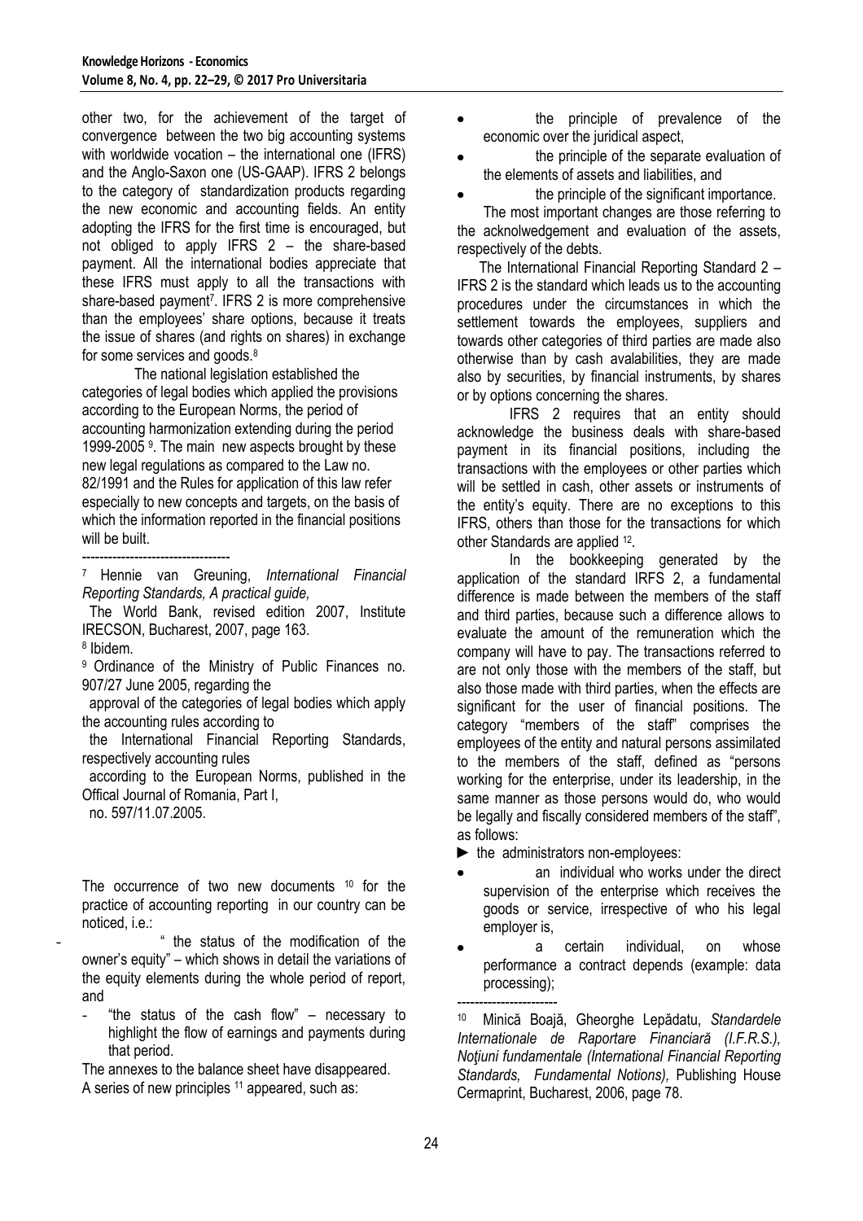other two, for the achievement of the target of convergence between the two big accounting systems with worldwide vocation – the international one (IFRS) and the Anglo-Saxon one (US-GAAP). IFRS 2 belongs to the category of standardization products regarding the new economic and accounting fields. An entity adopting the IFRS for the first time is encouraged, but not obliged to apply IFRS 2 – the share-based payment. All the international bodies appreciate that these IFRS must apply to all the transactions with share-based payment[7]. IFRS 2 is more comprehensive than the employees' share options, because it treats the issue of shares (and rights on shares) in exchange for some services and goods.[8]

The national legislation established the categories of legal bodies which applied the provisions according to the European Norms, the period of accounting harmonization extending during the period 1999-2005 [9]. The main new aspects brought by these new legal regulations as compared to the Law no. 82/1991 and the Rules for application of this law refer especially to new concepts and targets, on the basis of which the information reported in the financial positions will be built.

---

[7] Hennie van Greuning, *International Financial Reporting Standards, A practical guide,* The World Bank, revised edition 2007, Institute IRECSON, Bucharest, 2007, page 163.

[8] Ibidem.

[9] Ordinance of the Ministry of Public Finances no. 907/27 June 2005, regarding the approval of the categories of legal bodies which apply the accounting rules according to the International Financial Reporting Standards, respectively accounting rules according to the European Norms, published in the Offical Journal of Romania, Part I, no. 597/11.07.2005.

The occurrence of two new documents [10] for the practice of accounting reporting in our country can be noticed, i.e.:

- " the status of the modification of the owner's equity" – which shows in detail the variations of the equity elements during the whole period of report, and
- "the status of the cash flow" – necessary to highlight the flow of earnings and payments during that period.

The annexes to the balance sheet have disappeared.
A series of new principles [11] appeared, such as:

- the principle of prevalence of the economic over the juridical aspect,
- the principle of the separate evaluation of the elements of assets and liabilities, and
- the principle of the significant importance.

The most important changes are those referring to the acknolwedgement and evaluation of the assets, respectively of the debts.

The International Financial Reporting Standard 2 – IFRS 2 is the standard which leads us to the accounting procedures under the circumstances in which the settlement towards the employees, suppliers and towards other categories of third parties are made also otherwise than by cash avalabilities, they are made also by securities, by financial instruments, by shares or by options concerning the shares.

IFRS 2 requires that an entity should acknowledge the business deals with share-based payment in its financial positions, including the transactions with the employees or other parties which will be settled in cash, other assets or instruments of the entity's equity. There are no exceptions to this IFRS, others than those for the transactions for which other Standards are applied [12].

In the bookkeeping generated by the application of the standard IRFS 2, a fundamental difference is made between the members of the staff and third parties, because such a difference allows to evaluate the amount of the remuneration which the company will have to pay. The transactions referred to are not only those with the members of the staff, but also those made with third parties, when the effects are significant for the user of financial positions. The category "members of the staff" comprises the employees of the entity and natural persons assimilated to the members of the staff, defined as "persons working for the enterprise, under its leadership, in the same manner as those persons would do, who would be legally and fiscally considered members of the staff", as follows:

► the administrators non-employees:

- an individual who works under the direct supervision of the enterprise which receives the goods or service, irrespective of who his legal employer is,
- a certain individual, on whose performance a contract depends (example: data processing);

---

[10] Minică Boajă, Gheorghe Lepădatu, *Standardele Internationale de Raportare Financiară (I.F.R.S.), Noţiuni fundamentale (International Financial Reporting Standards, Fundamental Notions),* Publishing House Cermaprint, Bucharest, 2006, page 78.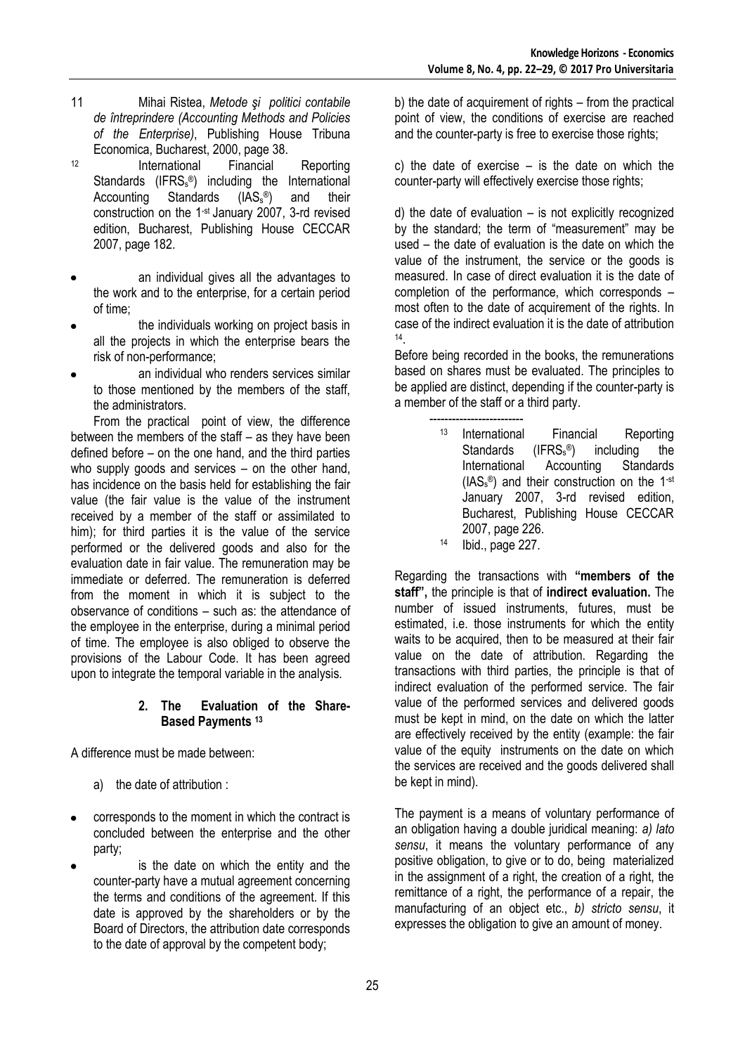11 Mihai Ristea, *Metode şi politici contabile de întreprindere (Accounting Methods and Policies of the Enterprise)*, Publishing House Tribuna Economica, Bucharest, 2000, page 38.

12 International Financial Reporting Standards (IFRSs®) including the International Accounting Standards (IASs®) and their construction on the 1-st January 2007, 3-rd revised edition, Bucharest, Publishing House CECCAR 2007, page 182.

- an individual gives all the advantages to the work and to the enterprise, for a certain period of time;
- the individuals working on project basis in all the projects in which the enterprise bears the risk of non-performance;
- an individual who renders services similar to those mentioned by the members of the staff, the administrators.

From the practical point of view, the difference between the members of the staff – as they have been defined before – on the one hand, and the third parties who supply goods and services – on the other hand, has incidence on the basis held for establishing the fair value (the fair value is the value of the instrument received by a member of the staff or assimilated to him); for third parties it is the value of the service performed or the delivered goods and also for the evaluation date in fair value. The remuneration may be immediate or deferred. The remuneration is deferred from the moment in which it is subject to the observance of conditions – such as: the attendance of the employee in the enterprise, during a minimal period of time. The employee is also obliged to observe the provisions of the Labour Code. It has been agreed upon to integrate the temporal variable in the analysis.

## 2. The Evaluation of the Share-Based Payments [13]

A difference must be made between:

a) the date of attribution :

- corresponds to the moment in which the contract is concluded between the enterprise and the other party;
- is the date on which the entity and the counter-party have a mutual agreement concerning the terms and conditions of the agreement. If this date is approved by the shareholders or by the Board of Directors, the attribution date corresponds to the date of approval by the competent body;

b) the date of acquirement of rights – from the practical point of view, the conditions of exercise are reached and the counter-party is free to exercise those rights;

c) the date of exercise – is the date on which the counter-party will effectively exercise those rights;

d) the date of evaluation – is not explicitly recognized by the standard; the term of "measurement" may be used – the date of evaluation is the date on which the value of the instrument, the service or the goods is measured. In case of direct evaluation it is the date of completion of the performance, which corresponds – most often to the date of acquirement of the rights. In case of the indirect evaluation it is the date of attribution [14].

Before being recorded in the books, the remunerations based on shares must be evaluated. The principles to be applied are distinct, depending if the counter-party is a member of the staff or a third party.

13 International Financial Reporting Standards (IFRSs®) including the International Accounting Standards (IASs®) and their construction on the 1-st January 2007, 3-rd revised edition, Bucharest, Publishing House CECCAR 2007, page 226.

14 Ibid., page 227.

Regarding the transactions with **"members of the staff",** the principle is that of **indirect evaluation.** The number of issued instruments, futures, must be estimated, i.e. those instruments for which the entity waits to be acquired, then to be measured at their fair value on the date of attribution. Regarding the transactions with third parties, the principle is that of indirect evaluation of the performed service. The fair value of the performed services and delivered goods must be kept in mind, on the date on which the latter are effectively received by the entity (example: the fair value of the equity instruments on the date on which the services are received and the goods delivered shall be kept in mind).

The payment is a means of voluntary performance of an obligation having a double juridical meaning: *a) lato sensu*, it means the voluntary performance of any positive obligation, to give or to do, being materialized in the assignment of a right, the creation of a right, the remittance of a right, the performance of a repair, the manufacturing of an object etc., *b) stricto sensu*, it expresses the obligation to give an amount of money.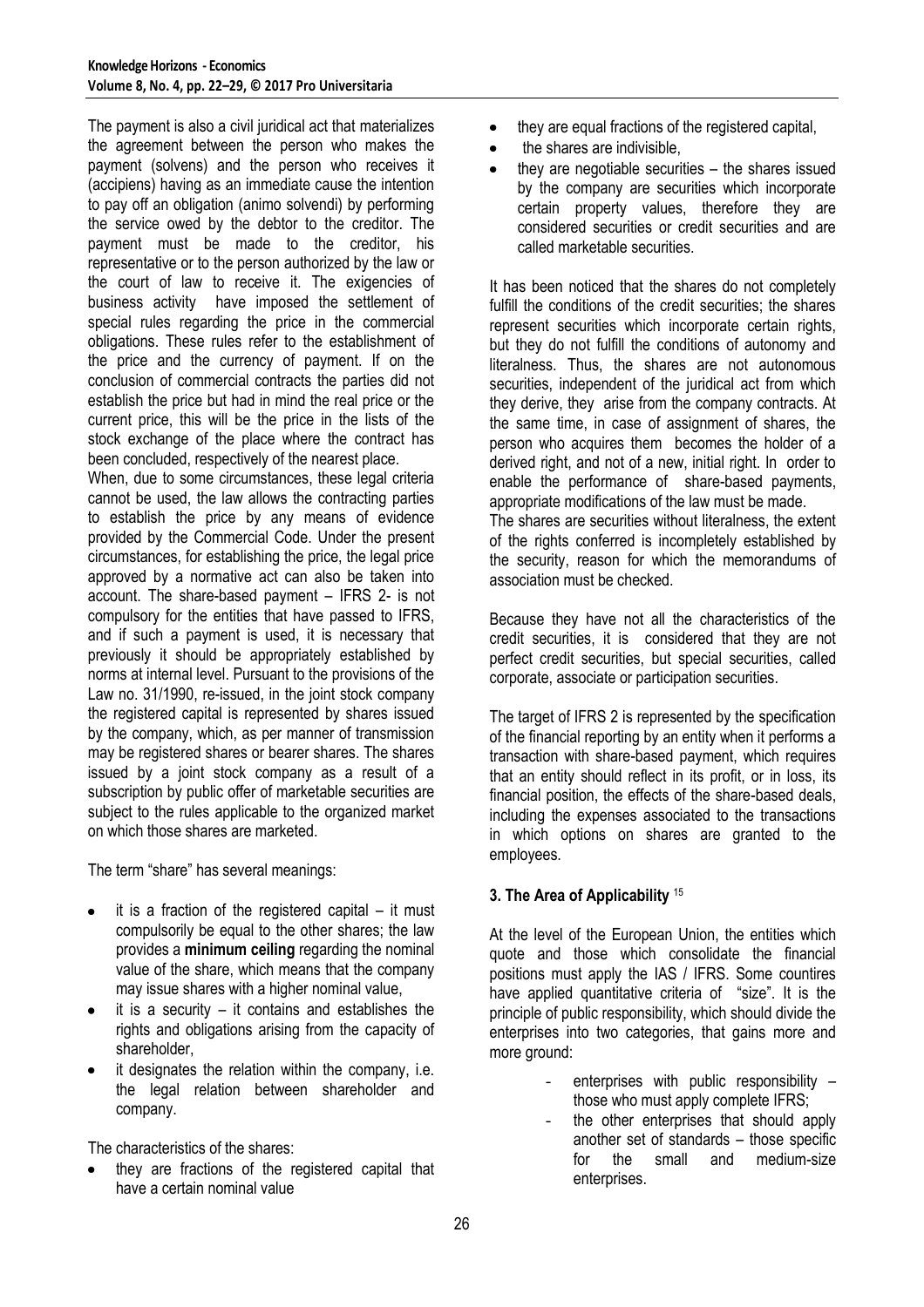The payment is also a civil juridical act that materializes the agreement between the person who makes the payment (solvens) and the person who receives it (accipiens) having as an immediate cause the intention to pay off an obligation (animo solvendi) by performing the service owed by the debtor to the creditor. The payment must be made to the creditor, his representative or to the person authorized by the law or the court of law to receive it. The exigencies of business activity have imposed the settlement of special rules regarding the price in the commercial obligations. These rules refer to the establishment of the price and the currency of payment. If on the conclusion of commercial contracts the parties did not establish the price but had in mind the real price or the current price, this will be the price in the lists of the stock exchange of the place where the contract has been concluded, respectively of the nearest place.

When, due to some circumstances, these legal criteria cannot be used, the law allows the contracting parties to establish the price by any means of evidence provided by the Commercial Code. Under the present circumstances, for establishing the price, the legal price approved by a normative act can also be taken into account. The share-based payment – IFRS 2- is not compulsory for the entities that have passed to IFRS, and if such a payment is used, it is necessary that previously it should be appropriately established by norms at internal level. Pursuant to the provisions of the Law no. 31/1990, re-issued, in the joint stock company the registered capital is represented by shares issued by the company, which, as per manner of transmission may be registered shares or bearer shares. The shares issued by a joint stock company as a result of a subscription by public offer of marketable securities are subject to the rules applicable to the organized market on which those shares are marketed.

The term "share" has several meanings:

- it is a fraction of the registered capital – it must compulsorily be equal to the other shares; the law provides a **minimum ceiling** regarding the nominal value of the share, which means that the company may issue shares with a higher nominal value,
- it is a security – it contains and establishes the rights and obligations arising from the capacity of shareholder,
- it designates the relation within the company, i.e. the legal relation between shareholder and company.

The characteristics of the shares:

- they are fractions of the registered capital that have a certain nominal value
- they are equal fractions of the registered capital,
- the shares are indivisible,
- they are negotiable securities – the shares issued by the company are securities which incorporate certain property values, therefore they are considered securities or credit securities and are called marketable securities.

It has been noticed that the shares do not completely fulfill the conditions of the credit securities; the shares represent securities which incorporate certain rights, but they do not fulfill the conditions of autonomy and literalness. Thus, the shares are not autonomous securities, independent of the juridical act from which they derive, they arise from the company contracts. At the same time, in case of assignment of shares, the person who acquires them becomes the holder of a derived right, and not of a new, initial right. In order to enable the performance of share-based payments, appropriate modifications of the law must be made.

The shares are securities without literalness, the extent of the rights conferred is incompletely established by the security, reason for which the memorandums of association must be checked.

Because they have not all the characteristics of the credit securities, it is considered that they are not perfect credit securities, but special securities, called corporate, associate or participation securities.

The target of IFRS 2 is represented by the specification of the financial reporting by an entity when it performs a transaction with share-based payment, which requires that an entity should reflect in its profit, or in loss, its financial position, the effects of the share-based deals, including the expenses associated to the transactions in which options on shares are granted to the employees.

## 3. The Area of Applicability [15]

At the level of the European Union, the entities which quote and those which consolidate the financial positions must apply the IAS / IFRS. Some countires have applied quantitative criteria of "size". It is the principle of public responsibility, which should divide the enterprises into two categories, that gains more and more ground:

- enterprises with public responsibility – those who must apply complete IFRS;
- the other enterprises that should apply another set of standards – those specific for the small and medium-size enterprises.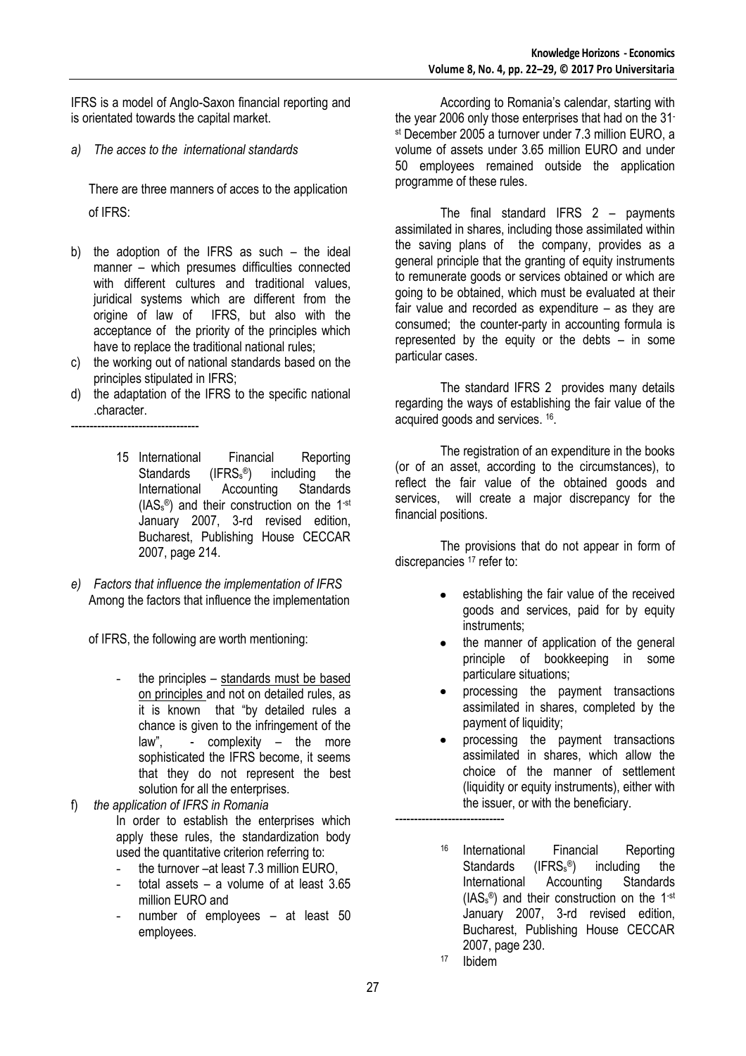IFRS is a model of Anglo-Saxon financial reporting and is orientated towards the capital market.

*a) The acces to the international standards*

There are three manners of acces to the application of IFRS:

b) the adoption of the IFRS as such – the ideal manner – which presumes difficulties connected with different cultures and traditional values, juridical systems which are different from the origine of law of IFRS, but also with the acceptance of the priority of the principles which have to replace the traditional national rules;
c) the working out of national standards based on the principles stipulated in IFRS;
d) the adaptation of the IFRS to the specific national .character.

----------------------------------

15 International Financial Reporting Standards (IFRSs®) including the International Accounting Standards (IASs®) and their construction on the 1-st January 2007, 3-rd revised edition, Bucharest, Publishing House CECCAR 2007, page 214.

*e) Factors that influence the implementation of IFRS*

Among the factors that influence the implementation of IFRS, the following are worth mentioning:

- the principles – standards must be based on principles and not on detailed rules, as it is known that "by detailed rules a chance is given to the infringement of the law", - complexity – the more sophisticated the IFRS become, it seems that they do not represent the best solution for all the enterprises.

f) *the application of IFRS in Romania*

In order to establish the enterprises which apply these rules, the standardization body used the quantitative criterion referring to:

- the turnover –at least 7.3 million EURO,
- total assets – a volume of at least 3.65 million EURO and
- number of employees – at least 50 employees.

According to Romania's calendar, starting with the year 2006 only those enterprises that had on the 31-st December 2005 a turnover under 7.3 million EURO, a volume of assets under 3.65 million EURO and under 50 employees remained outside the application programme of these rules.

The final standard IFRS 2 – payments assimilated in shares, including those assimilated within the saving plans of the company, provides as a general principle that the granting of equity instruments to remunerate goods or services obtained or which are going to be obtained, which must be evaluated at their fair value and recorded as expenditure – as they are consumed; the counter-party in accounting formula is represented by the equity or the debts – in some particular cases.

The standard IFRS 2 provides many details regarding the ways of establishing the fair value of the acquired goods and services. [16].

The registration of an expenditure in the books (or of an asset, according to the circumstances), to reflect the fair value of the obtained goods and services, will create a major discrepancy for the financial positions.

The provisions that do not appear in form of discrepancies [17] refer to:

- establishing the fair value of the received goods and services, paid for by equity instruments;
- the manner of application of the general principle of bookkeeping in some particulare situations;
- processing the payment transactions assimilated in shares, completed by the payment of liquidity;
- processing the payment transactions assimilated in shares, which allow the choice of the manner of settlement (liquidity or equity instruments), either with the issuer, or with the beneficiary.

-----------------------------

16 International Financial Reporting Standards (IFRSs®) including the International Accounting Standards (IASs®) and their construction on the 1-st January 2007, 3-rd revised edition, Bucharest, Publishing House CECCAR 2007, page 230.

17 Ibidem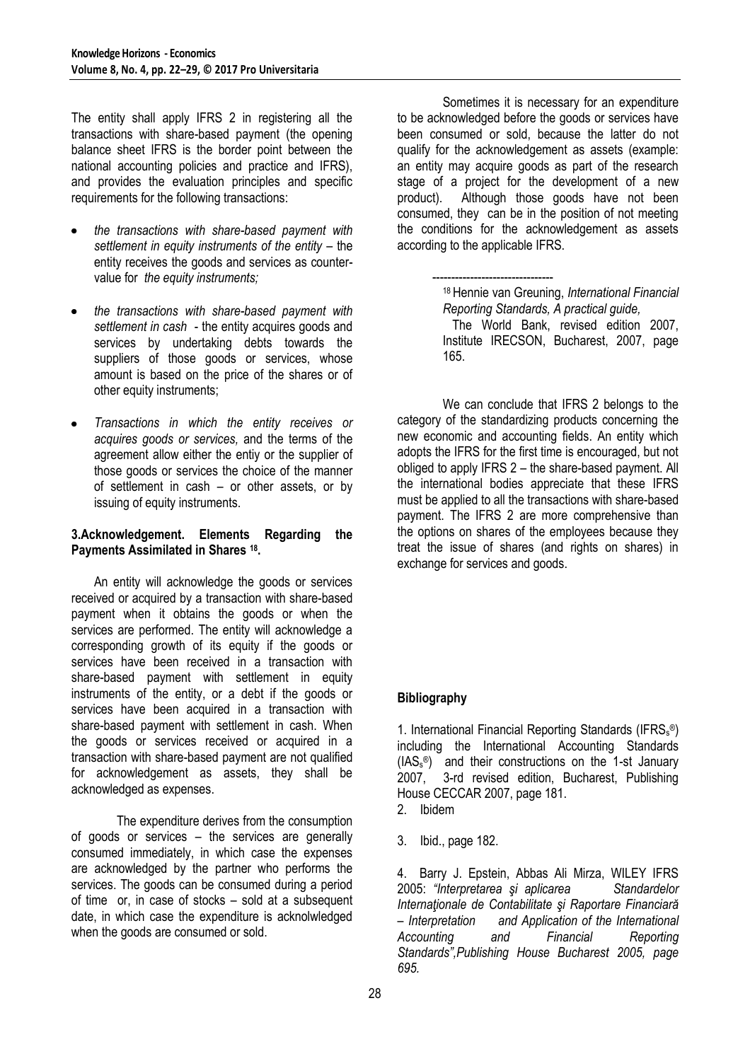The entity shall apply IFRS 2 in registering all the transactions with share-based payment (the opening balance sheet IFRS is the border point between the national accounting policies and practice and IFRS), and provides the evaluation principles and specific requirements for the following transactions:

- *the transactions with share-based payment with settlement in equity instruments of the entity* – the entity receives the goods and services as counter-value for *the equity instruments;*
- *the transactions with share-based payment with settlement in cash* - the entity acquires goods and services by undertaking debts towards the suppliers of those goods or services, whose amount is based on the price of the shares or of other equity instruments;
- *Transactions in which the entity receives or acquires goods or services,* and the terms of the agreement allow either the entiy or the supplier of those goods or services the choice of the manner of settlement in cash – or other assets, or by issuing of equity instruments.

### 3.Acknowledgement. Elements Regarding the Payments Assimilated in Shares [18].

An entity will acknowledge the goods or services received or acquired by a transaction with share-based payment when it obtains the goods or when the services are performed. The entity will acknowledge a corresponding growth of its equity if the goods or services have been received in a transaction with share-based payment with settlement in equity instruments of the entity, or a debt if the goods or services have been acquired in a transaction with share-based payment with settlement in cash. When the goods or services received or acquired in a transaction with share-based payment are not qualified for acknowledgement as assets, they shall be acknowledged as expenses.

The expenditure derives from the consumption of goods or services – the services are generally consumed immediately, in which case the expenses are acknowledged by the partner who performs the services. The goods can be consumed during a period of time or, in case of stocks – sold at a subsequent date, in which case the expenditure is acknolwledged when the goods are consumed or sold.

Sometimes it is necessary for an expenditure to be acknowledged before the goods or services have been consumed or sold, because the latter do not qualify for the acknowledgement as assets (example: an entity may acquire goods as part of the research stage of a project for the development of a new product). Although those goods have not been consumed, they can be in the position of not meeting the conditions for the acknowledgement as assets according to the applicable IFRS.

--------------------------------

[18] Hennie van Greuning, *International Financial Reporting Standards, A practical guide,* The World Bank, revised edition 2007, Institute IRECSON, Bucharest, 2007, page 165.

We can conclude that IFRS 2 belongs to the category of the standardizing products concerning the new economic and accounting fields. An entity which adopts the IFRS for the first time is encouraged, but not obliged to apply IFRS 2 – the share-based payment. All the international bodies appreciate that these IFRS must be applied to all the transactions with share-based payment. The IFRS 2 are more comprehensive than the options on shares of the employees because they treat the issue of shares (and rights on shares) in exchange for services and goods.

### Bibliography

1. International Financial Reporting Standards ($IFRS_s$®) including the International Accounting Standards ($IAS_s$®) and their constructions on the 1-st January 2007, 3-rd revised edition, Bucharest, Publishing House CECCAR 2007, page 181.
2. Ibidem
3. Ibid., page 182.
4. Barry J. Epstein, Abbas Ali Mirza, WILEY IFRS 2005: *"Interpretarea şi aplicarea Standardelor Internaţionale de Contabilitate şi Raportare Financiară – Interpretation and Application of the International Accounting and Financial Reporting Standards",Publishing House Bucharest 2005, page 695.*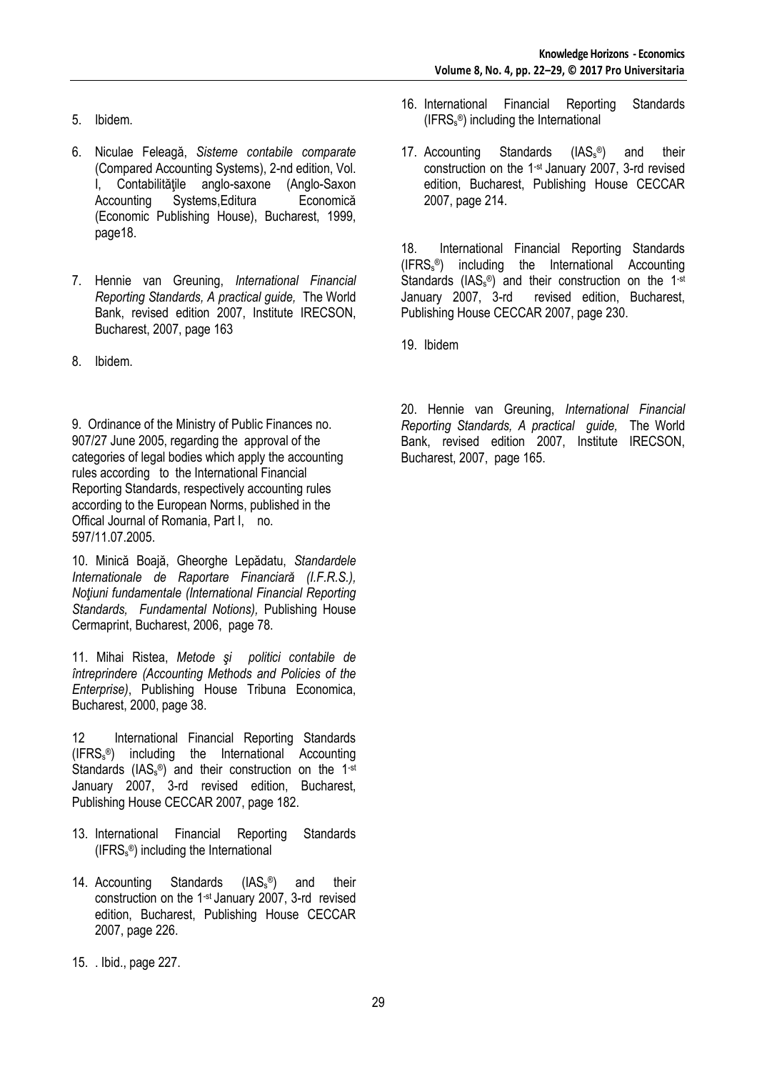5. Ibidem.

6. Niculae Feleagă, *Sisteme contabile comparate* (Compared Accounting Systems), 2-nd edition, Vol. I, Contabilităţile anglo-saxone (Anglo-Saxon Accounting Systems,Editura Economică (Economic Publishing House), Bucharest, 1999, page18.

7. Hennie van Greuning, *International Financial Reporting Standards, A practical guide,* The World Bank, revised edition 2007, Institute IRECSON, Bucharest, 2007, page 163

8. Ibidem.

9. Ordinance of the Ministry of Public Finances no. 907/27 June 2005, regarding the approval of the categories of legal bodies which apply the accounting rules according to the International Financial Reporting Standards, respectively accounting rules according to the European Norms, published in the Offical Journal of Romania, Part I, no. 597/11.07.2005.

10. Minică Boajă, Gheorghe Lepădatu, *Standardele Internationale de Raportare Financiară (I.F.R.S.), Noţiuni fundamentale (International Financial Reporting Standards, Fundamental Notions),* Publishing House Cermaprint, Bucharest, 2006, page 78.

11. Mihai Ristea, *Metode şi politici contabile de întreprindere (Accounting Methods and Policies of the Enterprise)*, Publishing House Tribuna Economica, Bucharest, 2000, page 38.

12 International Financial Reporting Standards ($IFRS_s$®) including the International Accounting Standards ($IAS_s$®) and their construction on the 1-st January 2007, 3-rd revised edition, Bucharest, Publishing House CECCAR 2007, page 182.

13. International Financial Reporting Standards ($IFRS_s$®) including the International

14. Accounting Standards ($IAS_s$®) and their construction on the 1-st January 2007, 3-rd revised edition, Bucharest, Publishing House CECCAR 2007, page 226.

15. . Ibid., page 227.

16. International Financial Reporting Standards ($IFRS_s$®) including the International

17. Accounting Standards ($IAS_s$®) and their construction on the 1-st January 2007, 3-rd revised edition, Bucharest, Publishing House CECCAR 2007, page 214.

18. International Financial Reporting Standards ($IFRS_s$®) including the International Accounting Standards ($IAS_s$®) and their construction on the 1-st January 2007, 3-rd revised edition, Bucharest, Publishing House CECCAR 2007, page 230.

19. Ibidem

20. Hennie van Greuning, *International Financial Reporting Standards, A practical guide,* The World Bank, revised edition 2007, Institute IRECSON, Bucharest, 2007, page 165.